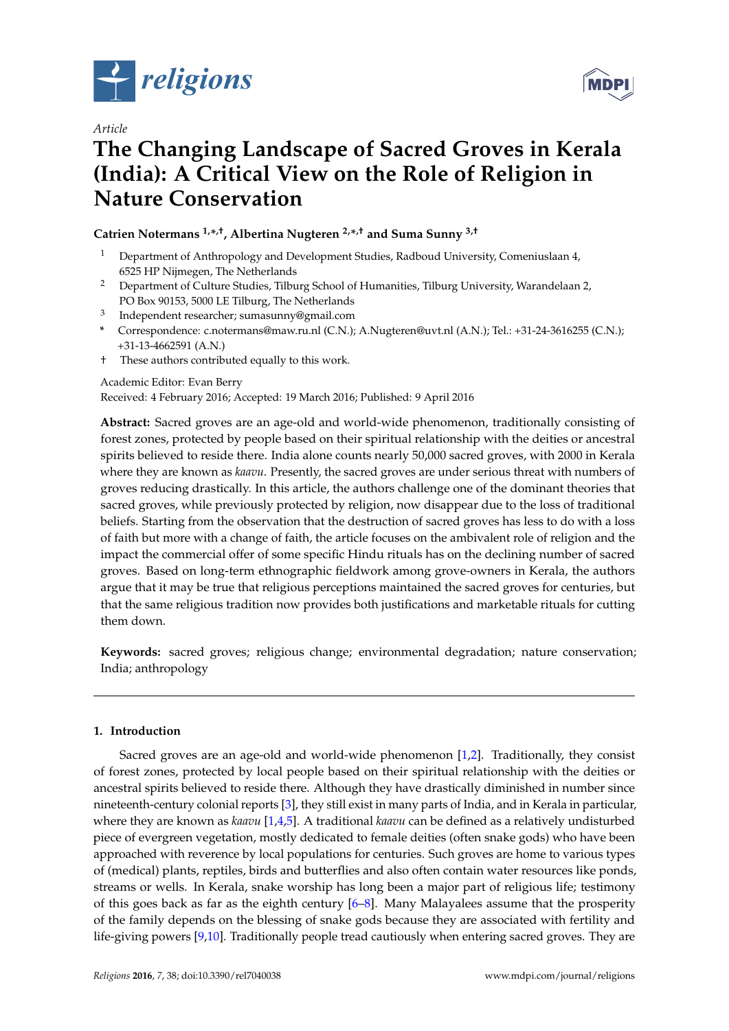*Article*

# The Changing Landscape of Sacred Groves in Kerala (India): A Critical View on the Role of Religion in Nature Conservation

**Catrien Notermans [1,*,†], Albertina Nugteren [2,*,†] and Suma Sunny [3,†]**

[1] Department of Anthropology and Development Studies, Radboud University, Comeniuslaan 4, 6525 HP Nijmegen, The Netherlands

[2] Department of Culture Studies, Tilburg School of Humanities, Tilburg University, Warandelaan 2, PO Box 90153, 5000 LE Tilburg, The Netherlands

[3] Independent researcher; sumasunny@gmail.com

\* Correspondence: c.notermans@maw.ru.nl (C.N.); A.Nugteren@uvt.nl (A.N.); Tel.: +31-24-3616255 (C.N.); +31-13-4662591 (A.N.)

† These authors contributed equally to this work.

Academic Editor: Evan Berry

Received: 4 February 2016; Accepted: 19 March 2016; Published: 9 April 2016

**Abstract:** Sacred groves are an age-old and world-wide phenomenon, traditionally consisting of forest zones, protected by people based on their spiritual relationship with the deities or ancestral spirits believed to reside there. India alone counts nearly 50,000 sacred groves, with 2000 in Kerala where they are known as *kaavu*. Presently, the sacred groves are under serious threat with numbers of groves reducing drastically. In this article, the authors challenge one of the dominant theories that sacred groves, while previously protected by religion, now disappear due to the loss of traditional beliefs. Starting from the observation that the destruction of sacred groves has less to do with a loss of faith but more with a change of faith, the article focuses on the ambivalent role of religion and the impact the commercial offer of some specific Hindu rituals has on the declining number of sacred groves. Based on long-term ethnographic fieldwork among grove-owners in Kerala, the authors argue that it may be true that religious perceptions maintained the sacred groves for centuries, but that the same religious tradition now provides both justifications and marketable rituals for cutting them down.

**Keywords:** sacred groves; religious change; environmental degradation; nature conservation; India; anthropology

## 1. Introduction

Sacred groves are an age-old and world-wide phenomenon [1,2]. Traditionally, they consist of forest zones, protected by local people based on their spiritual relationship with the deities or ancestral spirits believed to reside there. Although they have drastically diminished in number since nineteenth-century colonial reports [3], they still exist in many parts of India, and in Kerala in particular, where they are known as *kaavu* [1,4,5]. A traditional *kaavu* can be defined as a relatively undisturbed piece of evergreen vegetation, mostly dedicated to female deities (often snake gods) who have been approached with reverence by local populations for centuries. Such groves are home to various types of (medical) plants, reptiles, birds and butterflies and also often contain water resources like ponds, streams or wells. In Kerala, snake worship has long been a major part of religious life; testimony of this goes back as far as the eighth century [6–8]. Many Malayalees assume that the prosperity of the family depends on the blessing of snake gods because they are associated with fertility and life-giving powers [9,10]. Traditionally people tread cautiously when entering sacred groves. They are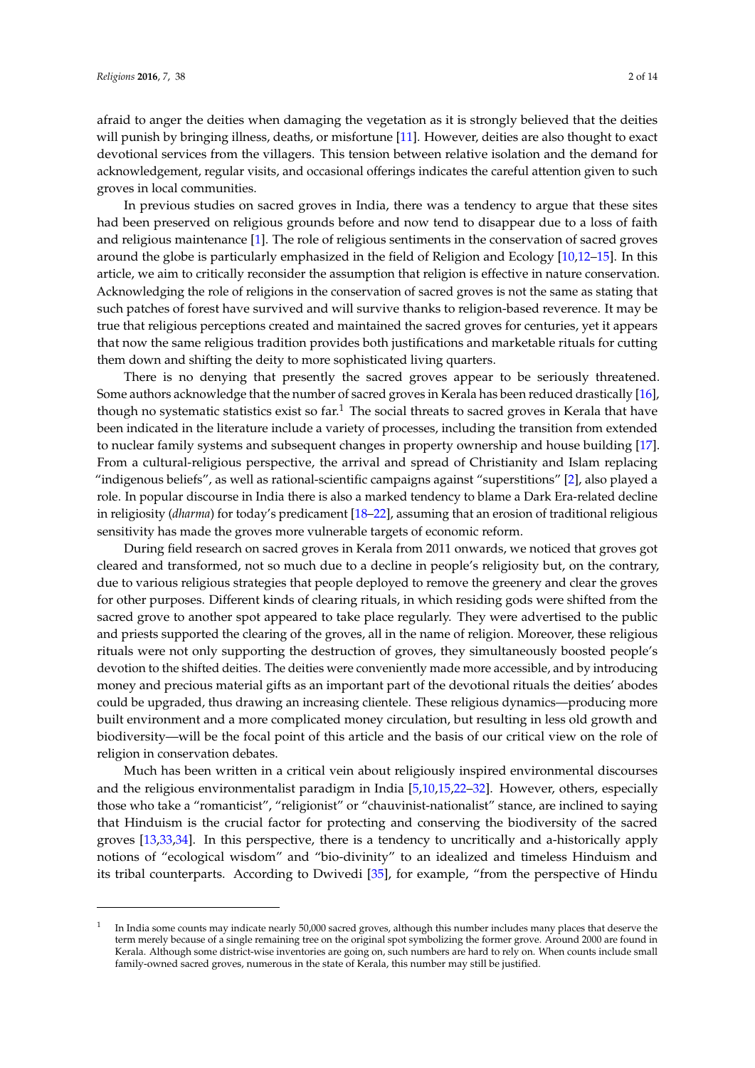afraid to anger the deities when damaging the vegetation as it is strongly believed that the deities will punish by bringing illness, deaths, or misfortune [11]. However, deities are also thought to exact devotional services from the villagers. This tension between relative isolation and the demand for acknowledgement, regular visits, and occasional offerings indicates the careful attention given to such groves in local communities.

In previous studies on sacred groves in India, there was a tendency to argue that these sites had been preserved on religious grounds before and now tend to disappear due to a loss of faith and religious maintenance [1]. The role of religious sentiments in the conservation of sacred groves around the globe is particularly emphasized in the field of Religion and Ecology [10,12–15]. In this article, we aim to critically reconsider the assumption that religion is effective in nature conservation. Acknowledging the role of religions in the conservation of sacred groves is not the same as stating that such patches of forest have survived and will survive thanks to religion-based reverence. It may be true that religious perceptions created and maintained the sacred groves for centuries, yet it appears that now the same religious tradition provides both justifications and marketable rituals for cutting them down and shifting the deity to more sophisticated living quarters.

There is no denying that presently the sacred groves appear to be seriously threatened. Some authors acknowledge that the number of sacred groves in Kerala has been reduced drastically [16], though no systematic statistics exist so far.[1] The social threats to sacred groves in Kerala that have been indicated in the literature include a variety of processes, including the transition from extended to nuclear family systems and subsequent changes in property ownership and house building [17]. From a cultural-religious perspective, the arrival and spread of Christianity and Islam replacing "indigenous beliefs", as well as rational-scientific campaigns against "superstitions" [2], also played a role. In popular discourse in India there is also a marked tendency to blame a Dark Era-related decline in religiosity (*dharma*) for today's predicament [18–22], assuming that an erosion of traditional religious sensitivity has made the groves more vulnerable targets of economic reform.

During field research on sacred groves in Kerala from 2011 onwards, we noticed that groves got cleared and transformed, not so much due to a decline in people's religiosity but, on the contrary, due to various religious strategies that people deployed to remove the greenery and clear the groves for other purposes. Different kinds of clearing rituals, in which residing gods were shifted from the sacred grove to another spot appeared to take place regularly. They were advertised to the public and priests supported the clearing of the groves, all in the name of religion. Moreover, these religious rituals were not only supporting the destruction of groves, they simultaneously boosted people's devotion to the shifted deities. The deities were conveniently made more accessible, and by introducing money and precious material gifts as an important part of the devotional rituals the deities' abodes could be upgraded, thus drawing an increasing clientele. These religious dynamics—producing more built environment and a more complicated money circulation, but resulting in less old growth and biodiversity—will be the focal point of this article and the basis of our critical view on the role of religion in conservation debates.

Much has been written in a critical vein about religiously inspired environmental discourses and the religious environmentalist paradigm in India [5,10,15,22–32]. However, others, especially those who take a "romanticist", "religionist" or "chauvinist-nationalist" stance, are inclined to saying that Hinduism is the crucial factor for protecting and conserving the biodiversity of the sacred groves [13,33,34]. In this perspective, there is a tendency to uncritically and a-historically apply notions of "ecological wisdom" and "bio-divinity" to an idealized and timeless Hinduism and its tribal counterparts. According to Dwivedi [35], for example, "from the perspective of Hindu

---

[1] In India some counts may indicate nearly 50,000 sacred groves, although this number includes many places that deserve the term merely because of a single remaining tree on the original spot symbolizing the former grove. Around 2000 are found in Kerala. Although some district-wise inventories are going on, such numbers are hard to rely on. When counts include small family-owned sacred groves, numerous in the state of Kerala, this number may still be justified.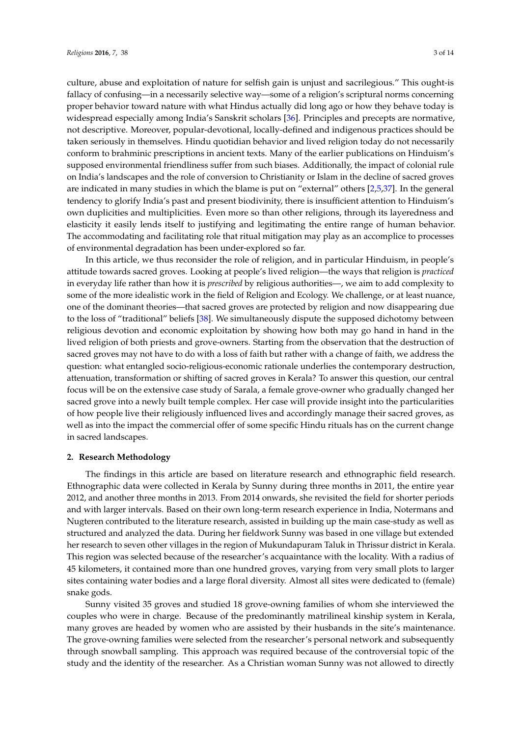culture, abuse and exploitation of nature for selfish gain is unjust and sacrilegious." This ought-is fallacy of confusing—in a necessarily selective way—some of a religion's scriptural norms concerning proper behavior toward nature with what Hindus actually did long ago or how they behave today is widespread especially among India's Sanskrit scholars [36]. Principles and precepts are normative, not descriptive. Moreover, popular-devotional, locally-defined and indigenous practices should be taken seriously in themselves. Hindu quotidian behavior and lived religion today do not necessarily conform to brahminic prescriptions in ancient texts. Many of the earlier publications on Hinduism's supposed environmental friendliness suffer from such biases. Additionally, the impact of colonial rule on India's landscapes and the role of conversion to Christianity or Islam in the decline of sacred groves are indicated in many studies in which the blame is put on "external" others [2,5,37]. In the general tendency to glorify India's past and present biodivinity, there is insufficient attention to Hinduism's own duplicities and multiplicities. Even more so than other religions, through its layeredness and elasticity it easily lends itself to justifying and legitimating the entire range of human behavior. The accommodating and facilitating role that ritual mitigation may play as an accomplice to processes of environmental degradation has been under-explored so far.

In this article, we thus reconsider the role of religion, and in particular Hinduism, in people's attitude towards sacred groves. Looking at people's lived religion—the ways that religion is *practiced* in everyday life rather than how it is *prescribed* by religious authorities—, we aim to add complexity to some of the more idealistic work in the field of Religion and Ecology. We challenge, or at least nuance, one of the dominant theories—that sacred groves are protected by religion and now disappearing due to the loss of "traditional" beliefs [38]. We simultaneously dispute the supposed dichotomy between religious devotion and economic exploitation by showing how both may go hand in hand in the lived religion of both priests and grove-owners. Starting from the observation that the destruction of sacred groves may not have to do with a loss of faith but rather with a change of faith, we address the question: what entangled socio-religious-economic rationale underlies the contemporary destruction, attenuation, transformation or shifting of sacred groves in Kerala? To answer this question, our central focus will be on the extensive case study of Sarala, a female grove-owner who gradually changed her sacred grove into a newly built temple complex. Her case will provide insight into the particularities of how people live their religiously influenced lives and accordingly manage their sacred groves, as well as into the impact the commercial offer of some specific Hindu rituals has on the current change in sacred landscapes.

## 2. Research Methodology

The findings in this article are based on literature research and ethnographic field research. Ethnographic data were collected in Kerala by Sunny during three months in 2011, the entire year 2012, and another three months in 2013. From 2014 onwards, she revisited the field for shorter periods and with larger intervals. Based on their own long-term research experience in India, Notermans and Nugteren contributed to the literature research, assisted in building up the main case-study as well as structured and analyzed the data. During her fieldwork Sunny was based in one village but extended her research to seven other villages in the region of Mukundapuram Taluk in Thrissur district in Kerala. This region was selected because of the researcher's acquaintance with the locality. With a radius of 45 kilometers, it contained more than one hundred groves, varying from very small plots to larger sites containing water bodies and a large floral diversity. Almost all sites were dedicated to (female) snake gods.

Sunny visited 35 groves and studied 18 grove-owning families of whom she interviewed the couples who were in charge. Because of the predominantly matrilineal kinship system in Kerala, many groves are headed by women who are assisted by their husbands in the site's maintenance. The grove-owning families were selected from the researcher's personal network and subsequently through snowball sampling. This approach was required because of the controversial topic of the study and the identity of the researcher. As a Christian woman Sunny was not allowed to directly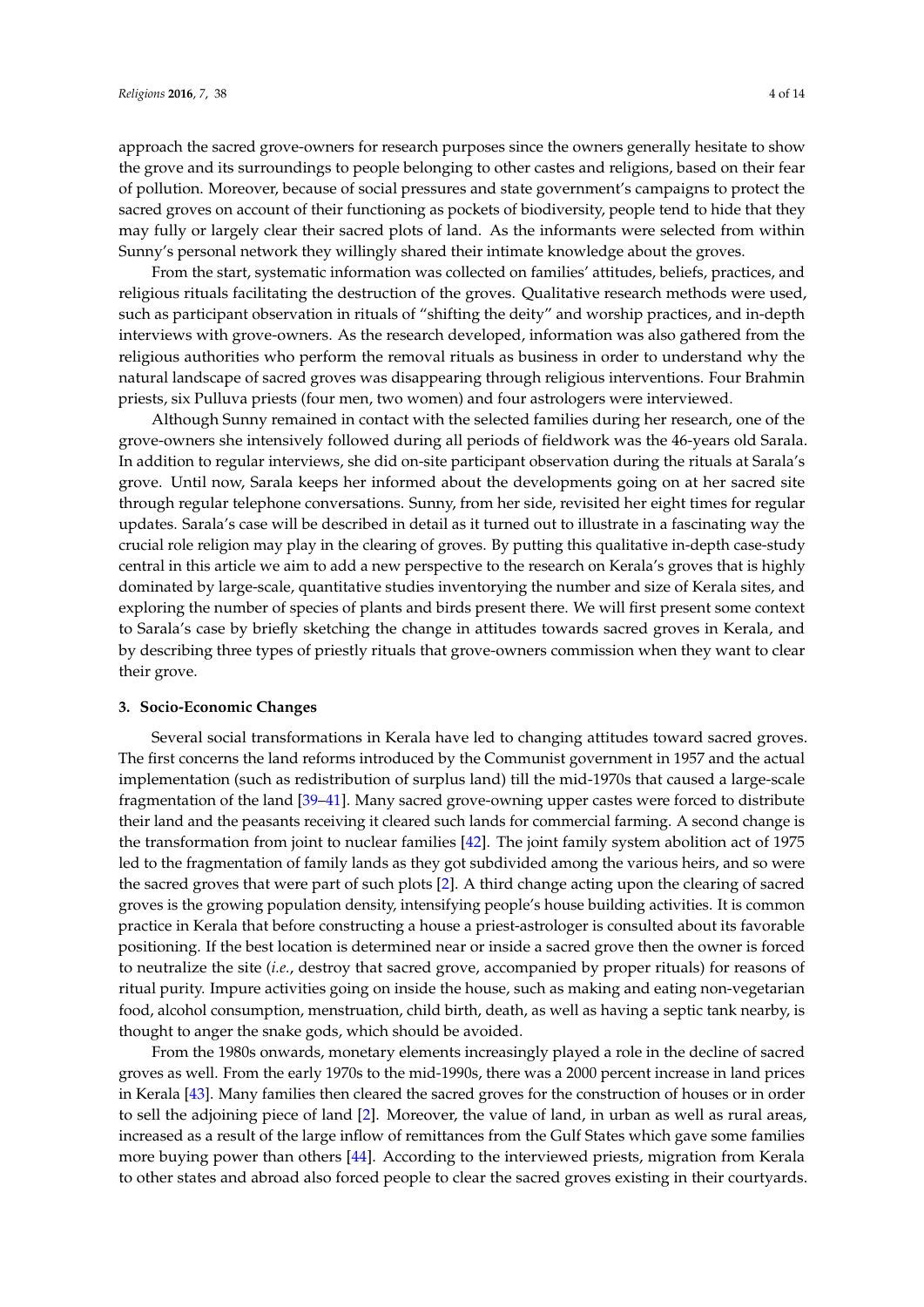approach the sacred grove-owners for research purposes since the owners generally hesitate to show the grove and its surroundings to people belonging to other castes and religions, based on their fear of pollution. Moreover, because of social pressures and state government's campaigns to protect the sacred groves on account of their functioning as pockets of biodiversity, people tend to hide that they may fully or largely clear their sacred plots of land. As the informants were selected from within Sunny's personal network they willingly shared their intimate knowledge about the groves.

From the start, systematic information was collected on families' attitudes, beliefs, practices, and religious rituals facilitating the destruction of the groves. Qualitative research methods were used, such as participant observation in rituals of "shifting the deity" and worship practices, and in-depth interviews with grove-owners. As the research developed, information was also gathered from the religious authorities who perform the removal rituals as business in order to understand why the natural landscape of sacred groves was disappearing through religious interventions. Four Brahmin priests, six Pulluva priests (four men, two women) and four astrologers were interviewed.

Although Sunny remained in contact with the selected families during her research, one of the grove-owners she intensively followed during all periods of fieldwork was the 46-years old Sarala. In addition to regular interviews, she did on-site participant observation during the rituals at Sarala's grove. Until now, Sarala keeps her informed about the developments going on at her sacred site through regular telephone conversations. Sunny, from her side, revisited her eight times for regular updates. Sarala's case will be described in detail as it turned out to illustrate in a fascinating way the crucial role religion may play in the clearing of groves. By putting this qualitative in-depth case-study central in this article we aim to add a new perspective to the research on Kerala's groves that is highly dominated by large-scale, quantitative studies inventorying the number and size of Kerala sites, and exploring the number of species of plants and birds present there. We will first present some context to Sarala's case by briefly sketching the change in attitudes towards sacred groves in Kerala, and by describing three types of priestly rituals that grove-owners commission when they want to clear their grove.

## 3. Socio-Economic Changes

Several social transformations in Kerala have led to changing attitudes toward sacred groves. The first concerns the land reforms introduced by the Communist government in 1957 and the actual implementation (such as redistribution of surplus land) till the mid-1970s that caused a large-scale fragmentation of the land [39–41]. Many sacred grove-owning upper castes were forced to distribute their land and the peasants receiving it cleared such lands for commercial farming. A second change is the transformation from joint to nuclear families [42]. The joint family system abolition act of 1975 led to the fragmentation of family lands as they got subdivided among the various heirs, and so were the sacred groves that were part of such plots [2]. A third change acting upon the clearing of sacred groves is the growing population density, intensifying people's house building activities. It is common practice in Kerala that before constructing a house a priest-astrologer is consulted about its favorable positioning. If the best location is determined near or inside a sacred grove then the owner is forced to neutralize the site (*i.e.*, destroy that sacred grove, accompanied by proper rituals) for reasons of ritual purity. Impure activities going on inside the house, such as making and eating non-vegetarian food, alcohol consumption, menstruation, child birth, death, as well as having a septic tank nearby, is thought to anger the snake gods, which should be avoided.

From the 1980s onwards, monetary elements increasingly played a role in the decline of sacred groves as well. From the early 1970s to the mid-1990s, there was a 2000 percent increase in land prices in Kerala [43]. Many families then cleared the sacred groves for the construction of houses or in order to sell the adjoining piece of land [2]. Moreover, the value of land, in urban as well as rural areas, increased as a result of the large inflow of remittances from the Gulf States which gave some families more buying power than others [44]. According to the interviewed priests, migration from Kerala to other states and abroad also forced people to clear the sacred groves existing in their courtyards.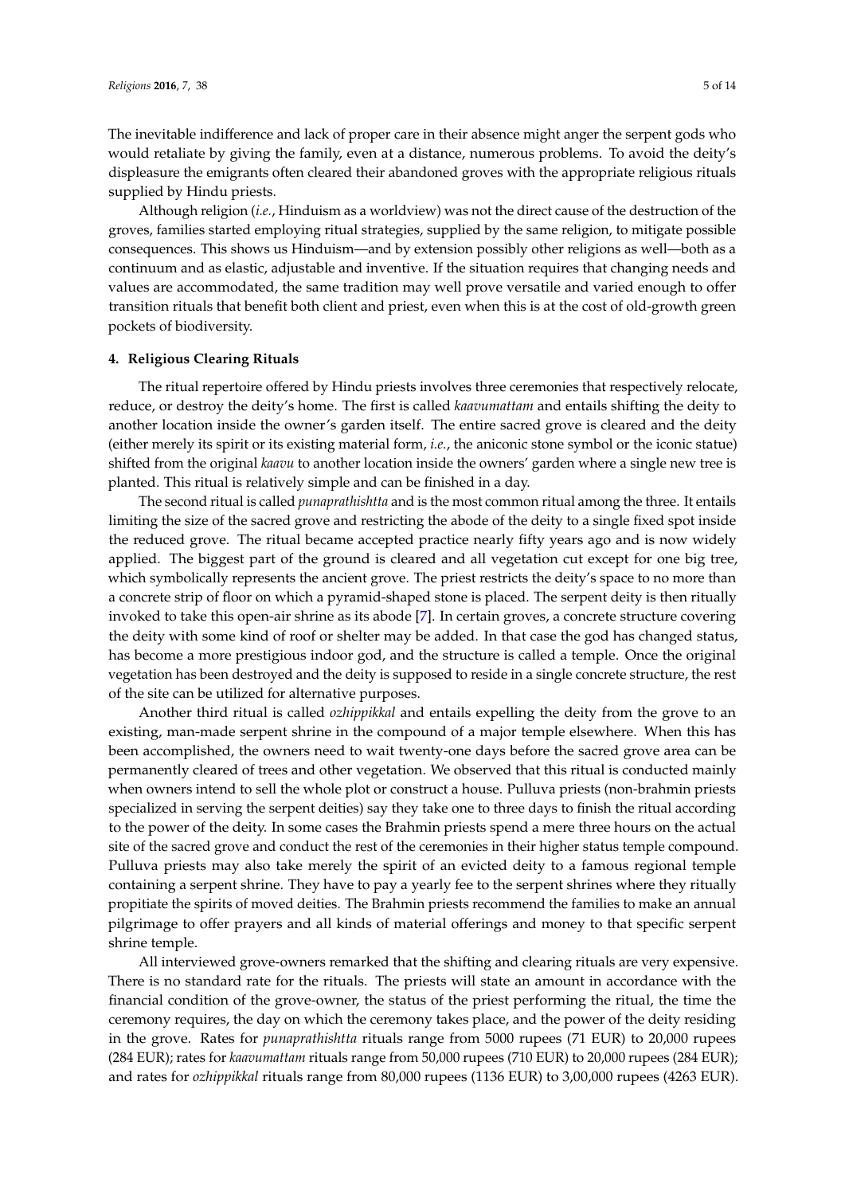The inevitable indifference and lack of proper care in their absence might anger the serpent gods who would retaliate by giving the family, even at a distance, numerous problems. To avoid the deity's displeasure the emigrants often cleared their abandoned groves with the appropriate religious rituals supplied by Hindu priests.

Although religion (*i.e.*, Hinduism as a worldview) was not the direct cause of the destruction of the groves, families started employing ritual strategies, supplied by the same religion, to mitigate possible consequences. This shows us Hinduism—and by extension possibly other religions as well—both as a continuum and as elastic, adjustable and inventive. If the situation requires that changing needs and values are accommodated, the same tradition may well prove versatile and varied enough to offer transition rituals that benefit both client and priest, even when this is at the cost of old-growth green pockets of biodiversity.

## 4. Religious Clearing Rituals

The ritual repertoire offered by Hindu priests involves three ceremonies that respectively relocate, reduce, or destroy the deity's home. The first is called *kaavumattam* and entails shifting the deity to another location inside the owner's garden itself. The entire sacred grove is cleared and the deity (either merely its spirit or its existing material form, *i.e.*, the aniconic stone symbol or the iconic statue) shifted from the original *kaavu* to another location inside the owners' garden where a single new tree is planted. This ritual is relatively simple and can be finished in a day.

The second ritual is called *punaprathishtta* and is the most common ritual among the three. It entails limiting the size of the sacred grove and restricting the abode of the deity to a single fixed spot inside the reduced grove. The ritual became accepted practice nearly fifty years ago and is now widely applied. The biggest part of the ground is cleared and all vegetation cut except for one big tree, which symbolically represents the ancient grove. The priest restricts the deity's space to no more than a concrete strip of floor on which a pyramid-shaped stone is placed. The serpent deity is then ritually invoked to take this open-air shrine as its abode [7]. In certain groves, a concrete structure covering the deity with some kind of roof or shelter may be added. In that case the god has changed status, has become a more prestigious indoor god, and the structure is called a temple. Once the original vegetation has been destroyed and the deity is supposed to reside in a single concrete structure, the rest of the site can be utilized for alternative purposes.

Another third ritual is called *ozhippikkal* and entails expelling the deity from the grove to an existing, man-made serpent shrine in the compound of a major temple elsewhere. When this has been accomplished, the owners need to wait twenty-one days before the sacred grove area can be permanently cleared of trees and other vegetation. We observed that this ritual is conducted mainly when owners intend to sell the whole plot or construct a house. Pulluva priests (non-brahmin priests specialized in serving the serpent deities) say they take one to three days to finish the ritual according to the power of the deity. In some cases the Brahmin priests spend a mere three hours on the actual site of the sacred grove and conduct the rest of the ceremonies in their higher status temple compound. Pulluva priests may also take merely the spirit of an evicted deity to a famous regional temple containing a serpent shrine. They have to pay a yearly fee to the serpent shrines where they ritually propitiate the spirits of moved deities. The Brahmin priests recommend the families to make an annual pilgrimage to offer prayers and all kinds of material offerings and money to that specific serpent shrine temple.

All interviewed grove-owners remarked that the shifting and clearing rituals are very expensive. There is no standard rate for the rituals. The priests will state an amount in accordance with the financial condition of the grove-owner, the status of the priest performing the ritual, the time the ceremony requires, the day on which the ceremony takes place, and the power of the deity residing in the grove. Rates for *punaprathishtta* rituals range from 5000 rupees (71 EUR) to 20,000 rupees (284 EUR); rates for *kaavumattam* rituals range from 50,000 rupees (710 EUR) to 20,000 rupees (284 EUR); and rates for *ozhippikkal* rituals range from 80,000 rupees (1136 EUR) to 3,00,000 rupees (4263 EUR).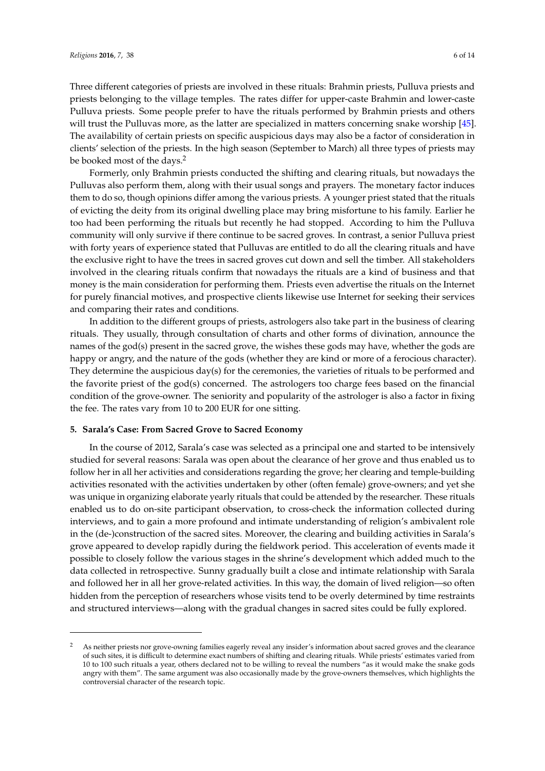Three different categories of priests are involved in these rituals: Brahmin priests, Pulluva priests and priests belonging to the village temples. The rates differ for upper-caste Brahmin and lower-caste Pulluva priests. Some people prefer to have the rituals performed by Brahmin priests and others will trust the Pulluvas more, as the latter are specialized in matters concerning snake worship [45]. The availability of certain priests on specific auspicious days may also be a factor of consideration in clients' selection of the priests. In the high season (September to March) all three types of priests may be booked most of the days.[2]

Formerly, only Brahmin priests conducted the shifting and clearing rituals, but nowadays the Pulluvas also perform them, along with their usual songs and prayers. The monetary factor induces them to do so, though opinions differ among the various priests. A younger priest stated that the rituals of evicting the deity from its original dwelling place may bring misfortune to his family. Earlier he too had been performing the rituals but recently he had stopped. According to him the Pulluva community will only survive if there continue to be sacred groves. In contrast, a senior Pulluva priest with forty years of experience stated that Pulluvas are entitled to do all the clearing rituals and have the exclusive right to have the trees in sacred groves cut down and sell the timber. All stakeholders involved in the clearing rituals confirm that nowadays the rituals are a kind of business and that money is the main consideration for performing them. Priests even advertise the rituals on the Internet for purely financial motives, and prospective clients likewise use Internet for seeking their services and comparing their rates and conditions.

In addition to the different groups of priests, astrologers also take part in the business of clearing rituals. They usually, through consultation of charts and other forms of divination, announce the names of the god(s) present in the sacred grove, the wishes these gods may have, whether the gods are happy or angry, and the nature of the gods (whether they are kind or more of a ferocious character). They determine the auspicious day(s) for the ceremonies, the varieties of rituals to be performed and the favorite priest of the god(s) concerned. The astrologers too charge fees based on the financial condition of the grove-owner. The seniority and popularity of the astrologer is also a factor in fixing the fee. The rates vary from 10 to 200 EUR for one sitting.

## 5. Sarala's Case: From Sacred Grove to Sacred Economy

In the course of 2012, Sarala's case was selected as a principal one and started to be intensively studied for several reasons: Sarala was open about the clearance of her grove and thus enabled us to follow her in all her activities and considerations regarding the grove; her clearing and temple-building activities resonated with the activities undertaken by other (often female) grove-owners; and yet she was unique in organizing elaborate yearly rituals that could be attended by the researcher. These rituals enabled us to do on-site participant observation, to cross-check the information collected during interviews, and to gain a more profound and intimate understanding of religion's ambivalent role in the (de-)construction of the sacred sites. Moreover, the clearing and building activities in Sarala's grove appeared to develop rapidly during the fieldwork period. This acceleration of events made it possible to closely follow the various stages in the shrine's development which added much to the data collected in retrospective. Sunny gradually built a close and intimate relationship with Sarala and followed her in all her grove-related activities. In this way, the domain of lived religion—so often hidden from the perception of researchers whose visits tend to be overly determined by time restraints and structured interviews—along with the gradual changes in sacred sites could be fully explored.

---

[2] As neither priests nor grove-owning families eagerly reveal any insider's information about sacred groves and the clearance of such sites, it is difficult to determine exact numbers of shifting and clearing rituals. While priests' estimates varied from 10 to 100 such rituals a year, others declared not to be willing to reveal the numbers "as it would make the snake gods angry with them". The same argument was also occasionally made by the grove-owners themselves, which highlights the controversial character of the research topic.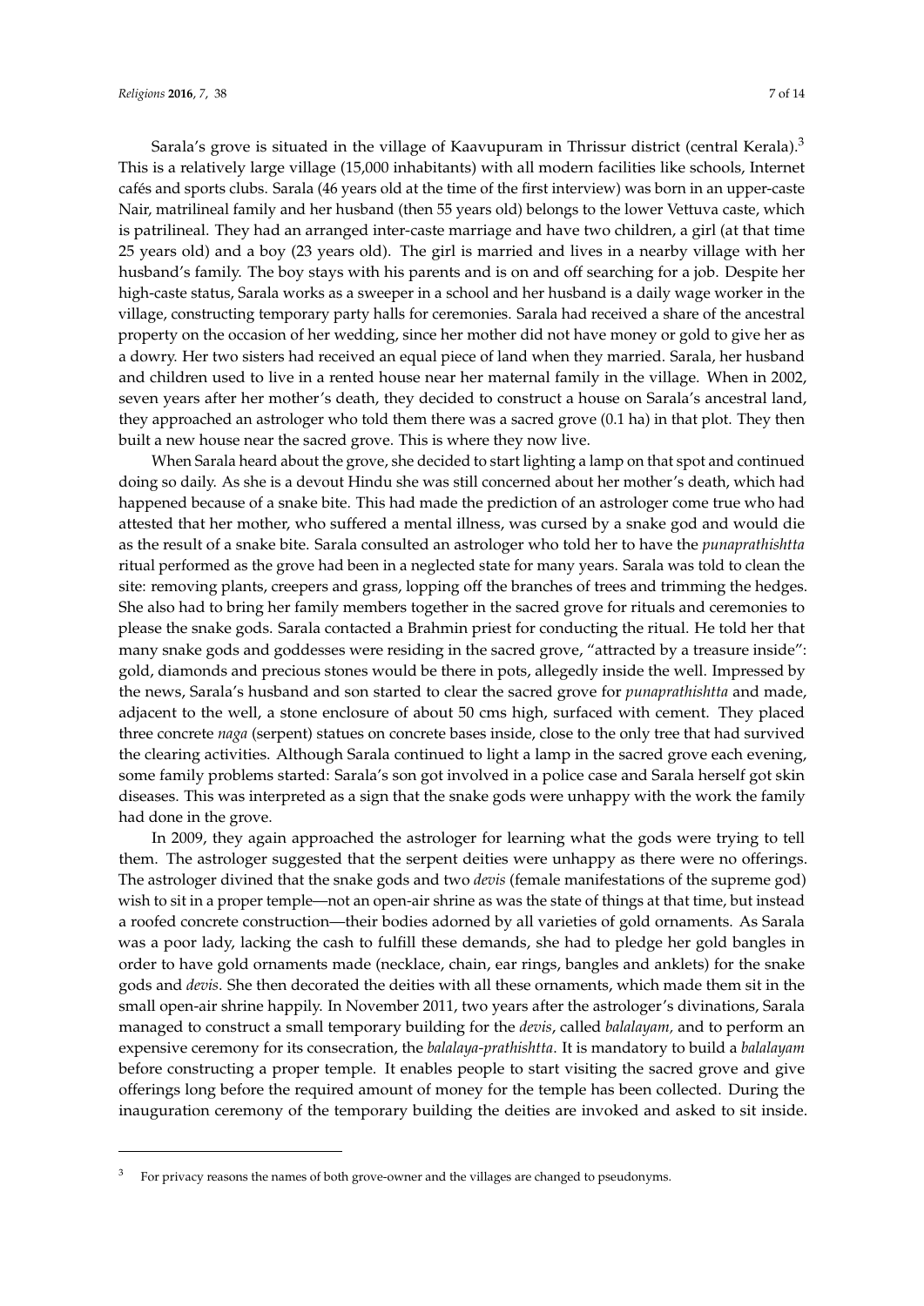Sarala's grove is situated in the village of Kaavupuram in Thrissur district (central Kerala).[3] This is a relatively large village (15,000 inhabitants) with all modern facilities like schools, Internet cafés and sports clubs. Sarala (46 years old at the time of the first interview) was born in an upper-caste Nair, matrilineal family and her husband (then 55 years old) belongs to the lower Vettuva caste, which is patrilineal. They had an arranged inter-caste marriage and have two children, a girl (at that time 25 years old) and a boy (23 years old). The girl is married and lives in a nearby village with her husband's family. The boy stays with his parents and is on and off searching for a job. Despite her high-caste status, Sarala works as a sweeper in a school and her husband is a daily wage worker in the village, constructing temporary party halls for ceremonies. Sarala had received a share of the ancestral property on the occasion of her wedding, since her mother did not have money or gold to give her as a dowry. Her two sisters had received an equal piece of land when they married. Sarala, her husband and children used to live in a rented house near her maternal family in the village. When in 2002, seven years after her mother's death, they decided to construct a house on Sarala's ancestral land, they approached an astrologer who told them there was a sacred grove (0.1 ha) in that plot. They then built a new house near the sacred grove. This is where they now live.

When Sarala heard about the grove, she decided to start lighting a lamp on that spot and continued doing so daily. As she is a devout Hindu she was still concerned about her mother's death, which had happened because of a snake bite. This had made the prediction of an astrologer come true who had attested that her mother, who suffered a mental illness, was cursed by a snake god and would die as the result of a snake bite. Sarala consulted an astrologer who told her to have the *punaprathishtta* ritual performed as the grove had been in a neglected state for many years. Sarala was told to clean the site: removing plants, creepers and grass, lopping off the branches of trees and trimming the hedges. She also had to bring her family members together in the sacred grove for rituals and ceremonies to please the snake gods. Sarala contacted a Brahmin priest for conducting the ritual. He told her that many snake gods and goddesses were residing in the sacred grove, "attracted by a treasure inside": gold, diamonds and precious stones would be there in pots, allegedly inside the well. Impressed by the news, Sarala's husband and son started to clear the sacred grove for *punaprathishtta* and made, adjacent to the well, a stone enclosure of about 50 cms high, surfaced with cement. They placed three concrete *naga* (serpent) statues on concrete bases inside, close to the only tree that had survived the clearing activities. Although Sarala continued to light a lamp in the sacred grove each evening, some family problems started: Sarala's son got involved in a police case and Sarala herself got skin diseases. This was interpreted as a sign that the snake gods were unhappy with the work the family had done in the grove.

In 2009, they again approached the astrologer for learning what the gods were trying to tell them. The astrologer suggested that the serpent deities were unhappy as there were no offerings. The astrologer divined that the snake gods and two *devis* (female manifestations of the supreme god) wish to sit in a proper temple—not an open-air shrine as was the state of things at that time, but instead a roofed concrete construction—their bodies adorned by all varieties of gold ornaments. As Sarala was a poor lady, lacking the cash to fulfill these demands, she had to pledge her gold bangles in order to have gold ornaments made (necklace, chain, ear rings, bangles and anklets) for the snake gods and *devis*. She then decorated the deities with all these ornaments, which made them sit in the small open-air shrine happily. In November 2011, two years after the astrologer's divinations, Sarala managed to construct a small temporary building for the *devis*, called *balalayam,* and to perform an expensive ceremony for its consecration, the *balalaya-prathishtta*. It is mandatory to build a *balalayam* before constructing a proper temple. It enables people to start visiting the sacred grove and give offerings long before the required amount of money for the temple has been collected. During the inauguration ceremony of the temporary building the deities are invoked and asked to sit inside.

[3] For privacy reasons the names of both grove-owner and the villages are changed to pseudonyms.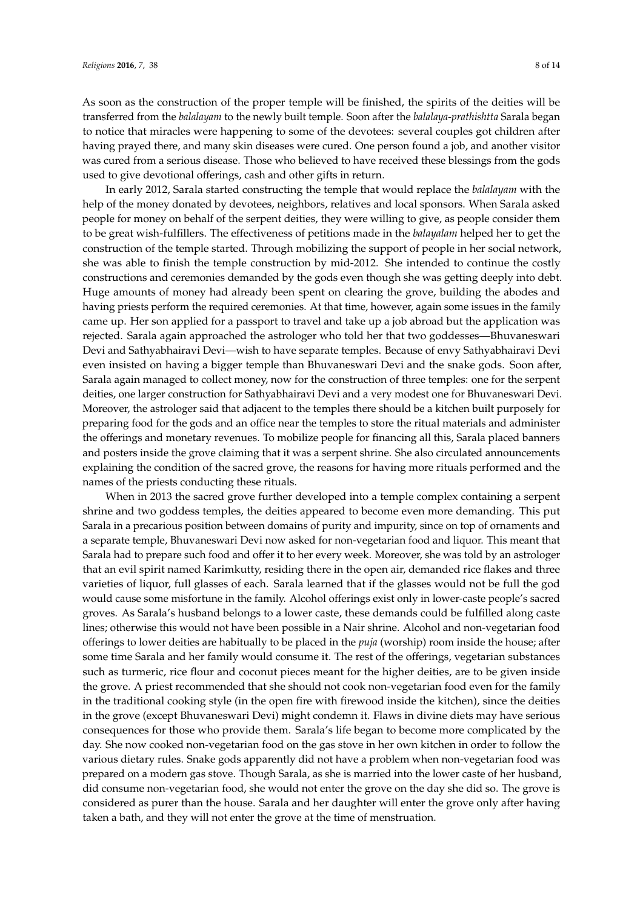As soon as the construction of the proper temple will be finished, the spirits of the deities will be transferred from the *balalayam* to the newly built temple. Soon after the *balalaya-prathishtta* Sarala began to notice that miracles were happening to some of the devotees: several couples got children after having prayed there, and many skin diseases were cured. One person found a job, and another visitor was cured from a serious disease. Those who believed to have received these blessings from the gods used to give devotional offerings, cash and other gifts in return.

In early 2012, Sarala started constructing the temple that would replace the *balalayam* with the help of the money donated by devotees, neighbors, relatives and local sponsors. When Sarala asked people for money on behalf of the serpent deities, they were willing to give, as people consider them to be great wish-fulfillers. The effectiveness of petitions made in the *balayalam* helped her to get the construction of the temple started. Through mobilizing the support of people in her social network, she was able to finish the temple construction by mid-2012. She intended to continue the costly constructions and ceremonies demanded by the gods even though she was getting deeply into debt. Huge amounts of money had already been spent on clearing the grove, building the abodes and having priests perform the required ceremonies. At that time, however, again some issues in the family came up. Her son applied for a passport to travel and take up a job abroad but the application was rejected. Sarala again approached the astrologer who told her that two goddesses—Bhuvaneswari Devi and Sathyabhairavi Devi—wish to have separate temples. Because of envy Sathyabhairavi Devi even insisted on having a bigger temple than Bhuvaneswari Devi and the snake gods. Soon after, Sarala again managed to collect money, now for the construction of three temples: one for the serpent deities, one larger construction for Sathyabhairavi Devi and a very modest one for Bhuvaneswari Devi. Moreover, the astrologer said that adjacent to the temples there should be a kitchen built purposely for preparing food for the gods and an office near the temples to store the ritual materials and administer the offerings and monetary revenues. To mobilize people for financing all this, Sarala placed banners and posters inside the grove claiming that it was a serpent shrine. She also circulated announcements explaining the condition of the sacred grove, the reasons for having more rituals performed and the names of the priests conducting these rituals.

When in 2013 the sacred grove further developed into a temple complex containing a serpent shrine and two goddess temples, the deities appeared to become even more demanding. This put Sarala in a precarious position between domains of purity and impurity, since on top of ornaments and a separate temple, Bhuvaneswari Devi now asked for non-vegetarian food and liquor. This meant that Sarala had to prepare such food and offer it to her every week. Moreover, she was told by an astrologer that an evil spirit named Karimkutty, residing there in the open air, demanded rice flakes and three varieties of liquor, full glasses of each. Sarala learned that if the glasses would not be full the god would cause some misfortune in the family. Alcohol offerings exist only in lower-caste people's sacred groves. As Sarala's husband belongs to a lower caste, these demands could be fulfilled along caste lines; otherwise this would not have been possible in a Nair shrine. Alcohol and non-vegetarian food offerings to lower deities are habitually to be placed in the *puja* (worship) room inside the house; after some time Sarala and her family would consume it. The rest of the offerings, vegetarian substances such as turmeric, rice flour and coconut pieces meant for the higher deities, are to be given inside the grove. A priest recommended that she should not cook non-vegetarian food even for the family in the traditional cooking style (in the open fire with firewood inside the kitchen), since the deities in the grove (except Bhuvaneswari Devi) might condemn it. Flaws in divine diets may have serious consequences for those who provide them. Sarala's life began to become more complicated by the day. She now cooked non-vegetarian food on the gas stove in her own kitchen in order to follow the various dietary rules. Snake gods apparently did not have a problem when non-vegetarian food was prepared on a modern gas stove. Though Sarala, as she is married into the lower caste of her husband, did consume non-vegetarian food, she would not enter the grove on the day she did so. The grove is considered as purer than the house. Sarala and her daughter will enter the grove only after having taken a bath, and they will not enter the grove at the time of menstruation.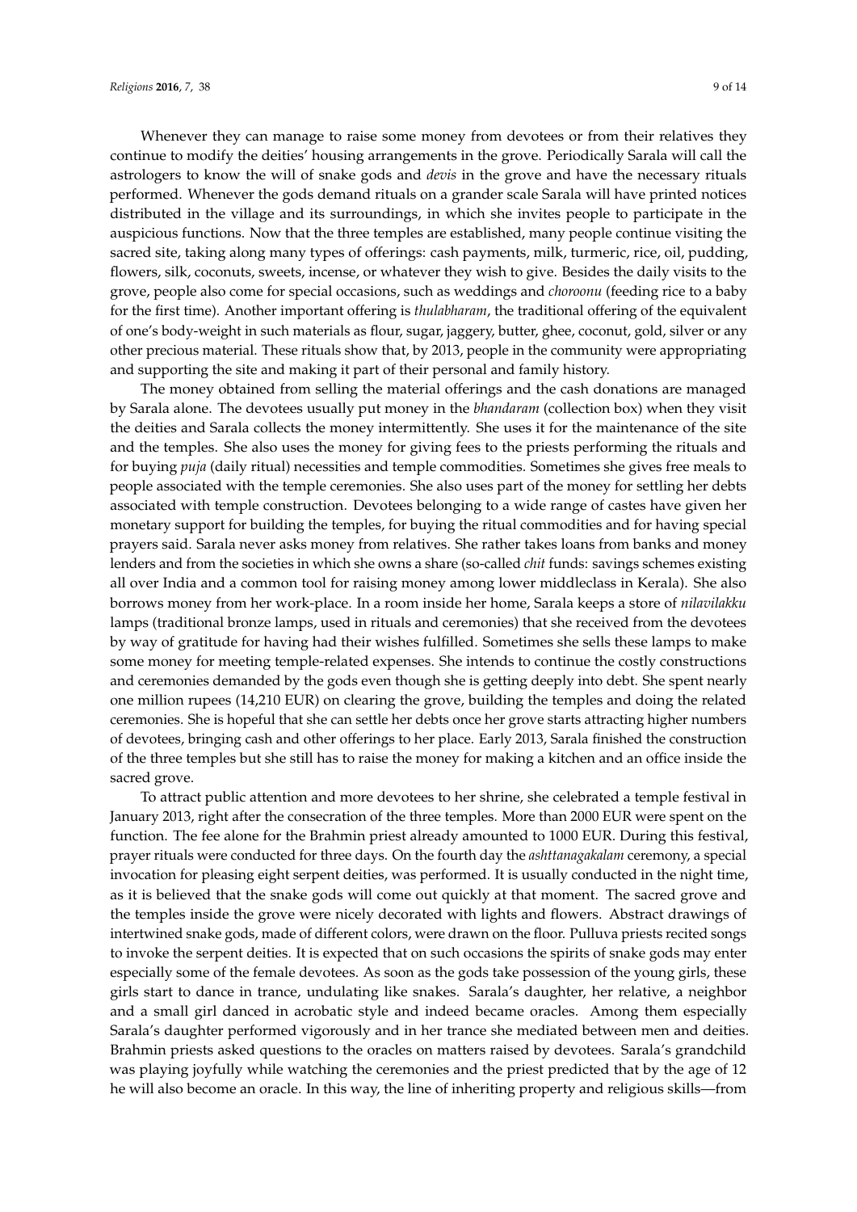Whenever they can manage to raise some money from devotees or from their relatives they continue to modify the deities' housing arrangements in the grove. Periodically Sarala will call the astrologers to know the will of snake gods and *devis* in the grove and have the necessary rituals performed. Whenever the gods demand rituals on a grander scale Sarala will have printed notices distributed in the village and its surroundings, in which she invites people to participate in the auspicious functions. Now that the three temples are established, many people continue visiting the sacred site, taking along many types of offerings: cash payments, milk, turmeric, rice, oil, pudding, flowers, silk, coconuts, sweets, incense, or whatever they wish to give. Besides the daily visits to the grove, people also come for special occasions, such as weddings and *choroonu* (feeding rice to a baby for the first time). Another important offering is *thulabharam*, the traditional offering of the equivalent of one's body-weight in such materials as flour, sugar, jaggery, butter, ghee, coconut, gold, silver or any other precious material. These rituals show that, by 2013, people in the community were appropriating and supporting the site and making it part of their personal and family history.

The money obtained from selling the material offerings and the cash donations are managed by Sarala alone. The devotees usually put money in the *bhandaram* (collection box) when they visit the deities and Sarala collects the money intermittently. She uses it for the maintenance of the site and the temples. She also uses the money for giving fees to the priests performing the rituals and for buying *puja* (daily ritual) necessities and temple commodities. Sometimes she gives free meals to people associated with the temple ceremonies. She also uses part of the money for settling her debts associated with temple construction. Devotees belonging to a wide range of castes have given her monetary support for building the temples, for buying the ritual commodities and for having special prayers said. Sarala never asks money from relatives. She rather takes loans from banks and money lenders and from the societies in which she owns a share (so-called *chit* funds: savings schemes existing all over India and a common tool for raising money among lower middleclass in Kerala). She also borrows money from her work-place. In a room inside her home, Sarala keeps a store of *nilavilakku* lamps (traditional bronze lamps, used in rituals and ceremonies) that she received from the devotees by way of gratitude for having had their wishes fulfilled. Sometimes she sells these lamps to make some money for meeting temple-related expenses. She intends to continue the costly constructions and ceremonies demanded by the gods even though she is getting deeply into debt. She spent nearly one million rupees (14,210 EUR) on clearing the grove, building the temples and doing the related ceremonies. She is hopeful that she can settle her debts once her grove starts attracting higher numbers of devotees, bringing cash and other offerings to her place. Early 2013, Sarala finished the construction of the three temples but she still has to raise the money for making a kitchen and an office inside the sacred grove.

To attract public attention and more devotees to her shrine, she celebrated a temple festival in January 2013, right after the consecration of the three temples. More than 2000 EUR were spent on the function. The fee alone for the Brahmin priest already amounted to 1000 EUR. During this festival, prayer rituals were conducted for three days. On the fourth day the *ashttanagakalam* ceremony, a special invocation for pleasing eight serpent deities, was performed. It is usually conducted in the night time, as it is believed that the snake gods will come out quickly at that moment. The sacred grove and the temples inside the grove were nicely decorated with lights and flowers. Abstract drawings of intertwined snake gods, made of different colors, were drawn on the floor. Pulluva priests recited songs to invoke the serpent deities. It is expected that on such occasions the spirits of snake gods may enter especially some of the female devotees. As soon as the gods take possession of the young girls, these girls start to dance in trance, undulating like snakes. Sarala's daughter, her relative, a neighbor and a small girl danced in acrobatic style and indeed became oracles. Among them especially Sarala's daughter performed vigorously and in her trance she mediated between men and deities. Brahmin priests asked questions to the oracles on matters raised by devotees. Sarala's grandchild was playing joyfully while watching the ceremonies and the priest predicted that by the age of 12 he will also become an oracle. In this way, the line of inheriting property and religious skills—from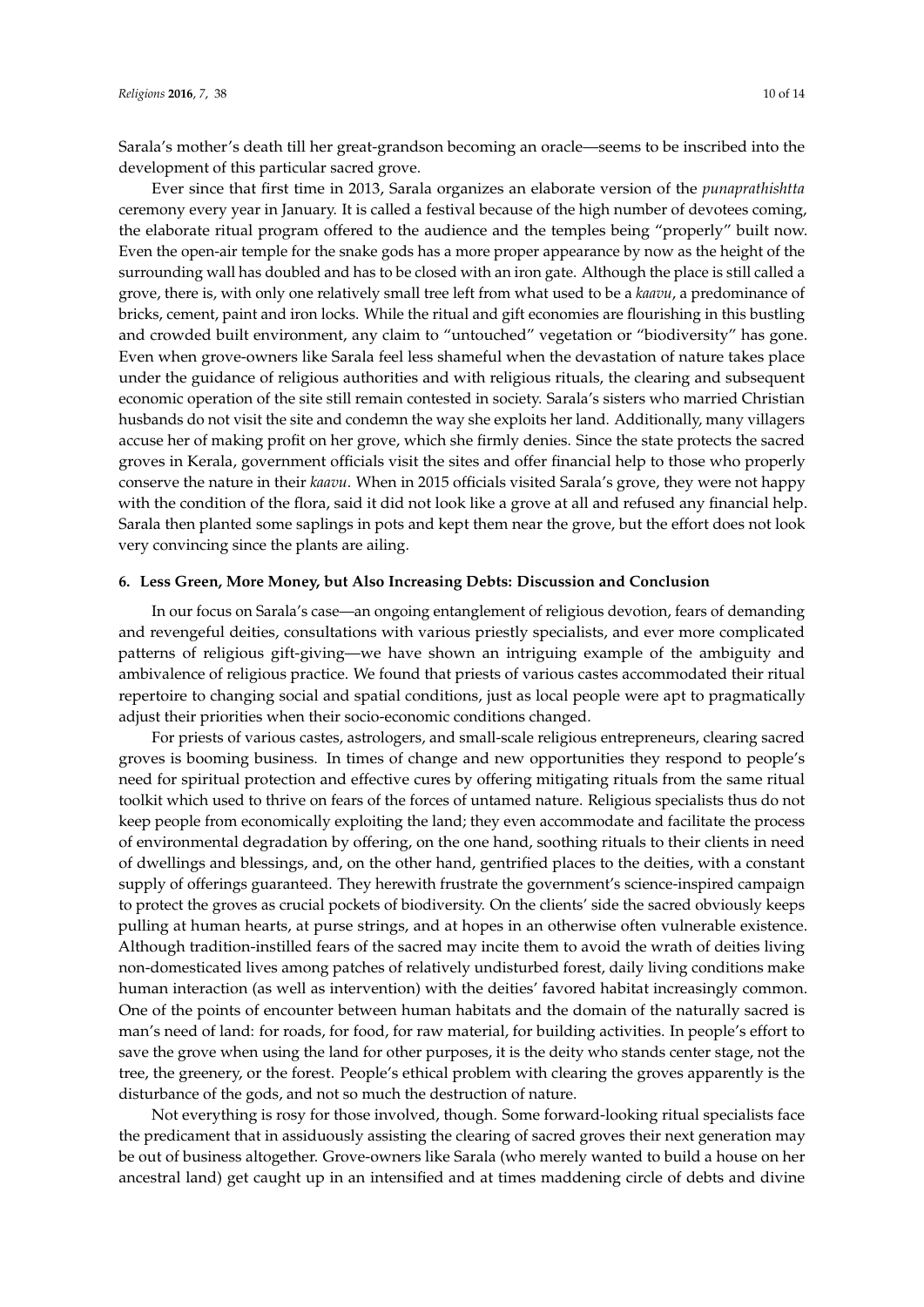Sarala's mother's death till her great-grandson becoming an oracle—seems to be inscribed into the development of this particular sacred grove.

Ever since that first time in 2013, Sarala organizes an elaborate version of the *punaprathishtta* ceremony every year in January. It is called a festival because of the high number of devotees coming, the elaborate ritual program offered to the audience and the temples being "properly" built now. Even the open-air temple for the snake gods has a more proper appearance by now as the height of the surrounding wall has doubled and has to be closed with an iron gate. Although the place is still called a grove, there is, with only one relatively small tree left from what used to be a *kaavu*, a predominance of bricks, cement, paint and iron locks. While the ritual and gift economies are flourishing in this bustling and crowded built environment, any claim to "untouched" vegetation or "biodiversity" has gone. Even when grove-owners like Sarala feel less shameful when the devastation of nature takes place under the guidance of religious authorities and with religious rituals, the clearing and subsequent economic operation of the site still remain contested in society. Sarala's sisters who married Christian husbands do not visit the site and condemn the way she exploits her land. Additionally, many villagers accuse her of making profit on her grove, which she firmly denies. Since the state protects the sacred groves in Kerala, government officials visit the sites and offer financial help to those who properly conserve the nature in their *kaavu*. When in 2015 officials visited Sarala's grove, they were not happy with the condition of the flora, said it did not look like a grove at all and refused any financial help. Sarala then planted some saplings in pots and kept them near the grove, but the effort does not look very convincing since the plants are ailing.

#### 6. Less Green, More Money, but Also Increasing Debts: Discussion and Conclusion

In our focus on Sarala's case—an ongoing entanglement of religious devotion, fears of demanding and revengeful deities, consultations with various priestly specialists, and ever more complicated patterns of religious gift-giving—we have shown an intriguing example of the ambiguity and ambivalence of religious practice. We found that priests of various castes accommodated their ritual repertoire to changing social and spatial conditions, just as local people were apt to pragmatically adjust their priorities when their socio-economic conditions changed.

For priests of various castes, astrologers, and small-scale religious entrepreneurs, clearing sacred groves is booming business. In times of change and new opportunities they respond to people's need for spiritual protection and effective cures by offering mitigating rituals from the same ritual toolkit which used to thrive on fears of the forces of untamed nature. Religious specialists thus do not keep people from economically exploiting the land; they even accommodate and facilitate the process of environmental degradation by offering, on the one hand, soothing rituals to their clients in need of dwellings and blessings, and, on the other hand, gentrified places to the deities, with a constant supply of offerings guaranteed. They herewith frustrate the government's science-inspired campaign to protect the groves as crucial pockets of biodiversity. On the clients' side the sacred obviously keeps pulling at human hearts, at purse strings, and at hopes in an otherwise often vulnerable existence. Although tradition-instilled fears of the sacred may incite them to avoid the wrath of deities living non-domesticated lives among patches of relatively undisturbed forest, daily living conditions make human interaction (as well as intervention) with the deities' favored habitat increasingly common. One of the points of encounter between human habitats and the domain of the naturally sacred is man's need of land: for roads, for food, for raw material, for building activities. In people's effort to save the grove when using the land for other purposes, it is the deity who stands center stage, not the tree, the greenery, or the forest. People's ethical problem with clearing the groves apparently is the disturbance of the gods, and not so much the destruction of nature.

Not everything is rosy for those involved, though. Some forward-looking ritual specialists face the predicament that in assiduously assisting the clearing of sacred groves their next generation may be out of business altogether. Grove-owners like Sarala (who merely wanted to build a house on her ancestral land) get caught up in an intensified and at times maddening circle of debts and divine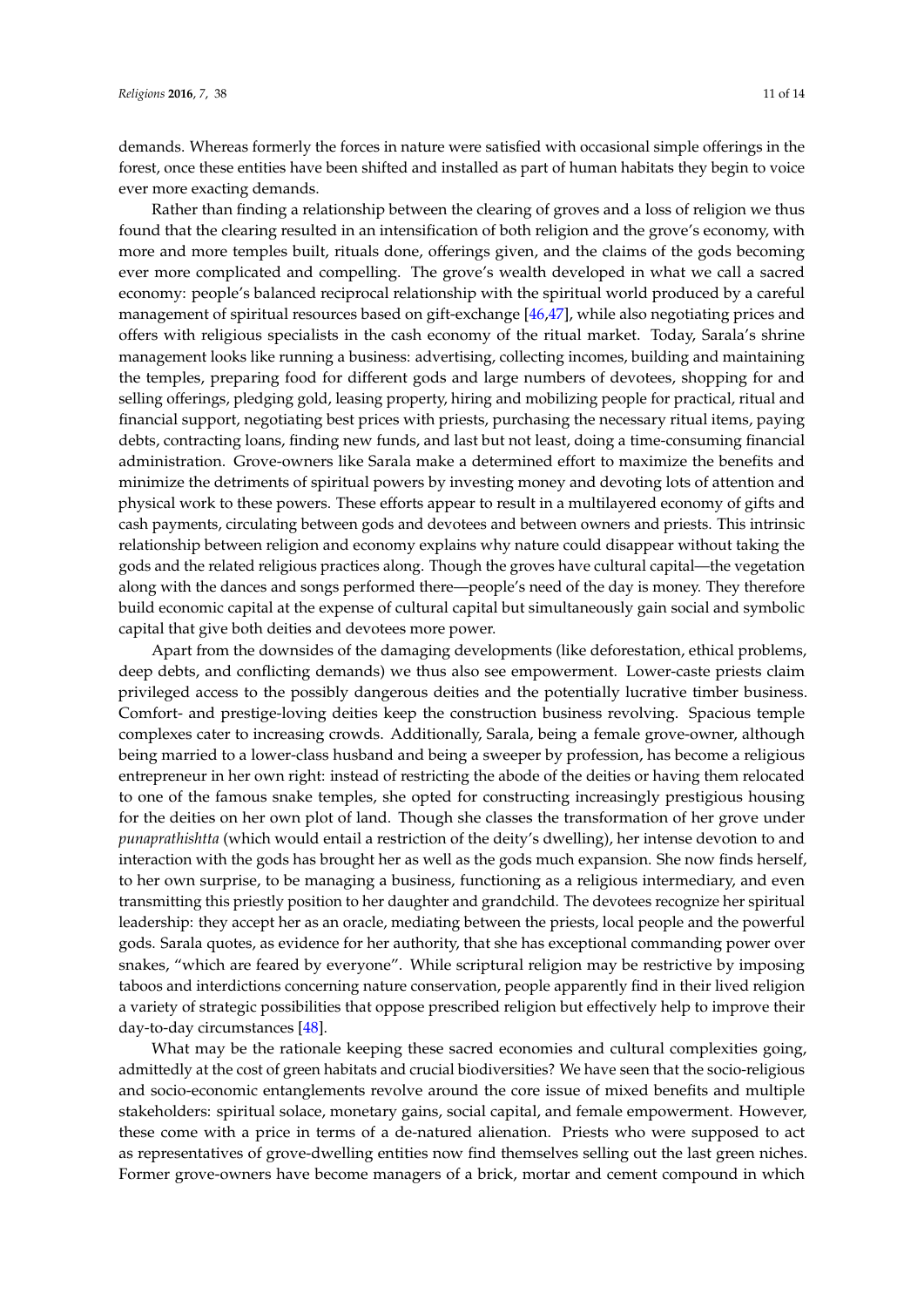demands. Whereas formerly the forces in nature were satisfied with occasional simple offerings in the forest, once these entities have been shifted and installed as part of human habitats they begin to voice ever more exacting demands.

Rather than finding a relationship between the clearing of groves and a loss of religion we thus found that the clearing resulted in an intensification of both religion and the grove's economy, with more and more temples built, rituals done, offerings given, and the claims of the gods becoming ever more complicated and compelling. The grove's wealth developed in what we call a sacred economy: people's balanced reciprocal relationship with the spiritual world produced by a careful management of spiritual resources based on gift-exchange [46,47], while also negotiating prices and offers with religious specialists in the cash economy of the ritual market. Today, Sarala's shrine management looks like running a business: advertising, collecting incomes, building and maintaining the temples, preparing food for different gods and large numbers of devotees, shopping for and selling offerings, pledging gold, leasing property, hiring and mobilizing people for practical, ritual and financial support, negotiating best prices with priests, purchasing the necessary ritual items, paying debts, contracting loans, finding new funds, and last but not least, doing a time-consuming financial administration. Grove-owners like Sarala make a determined effort to maximize the benefits and minimize the detriments of spiritual powers by investing money and devoting lots of attention and physical work to these powers. These efforts appear to result in a multilayered economy of gifts and cash payments, circulating between gods and devotees and between owners and priests. This intrinsic relationship between religion and economy explains why nature could disappear without taking the gods and the related religious practices along. Though the groves have cultural capital—the vegetation along with the dances and songs performed there—people's need of the day is money. They therefore build economic capital at the expense of cultural capital but simultaneously gain social and symbolic capital that give both deities and devotees more power.

Apart from the downsides of the damaging developments (like deforestation, ethical problems, deep debts, and conflicting demands) we thus also see empowerment. Lower-caste priests claim privileged access to the possibly dangerous deities and the potentially lucrative timber business. Comfort- and prestige-loving deities keep the construction business revolving. Spacious temple complexes cater to increasing crowds. Additionally, Sarala, being a female grove-owner, although being married to a lower-class husband and being a sweeper by profession, has become a religious entrepreneur in her own right: instead of restricting the abode of the deities or having them relocated to one of the famous snake temples, she opted for constructing increasingly prestigious housing for the deities on her own plot of land. Though she classes the transformation of her grove under *punaprathishtta* (which would entail a restriction of the deity's dwelling), her intense devotion to and interaction with the gods has brought her as well as the gods much expansion. She now finds herself, to her own surprise, to be managing a business, functioning as a religious intermediary, and even transmitting this priestly position to her daughter and grandchild. The devotees recognize her spiritual leadership: they accept her as an oracle, mediating between the priests, local people and the powerful gods. Sarala quotes, as evidence for her authority, that she has exceptional commanding power over snakes, "which are feared by everyone". While scriptural religion may be restrictive by imposing taboos and interdictions concerning nature conservation, people apparently find in their lived religion a variety of strategic possibilities that oppose prescribed religion but effectively help to improve their day-to-day circumstances [48].

What may be the rationale keeping these sacred economies and cultural complexities going, admittedly at the cost of green habitats and crucial biodiversities? We have seen that the socio-religious and socio-economic entanglements revolve around the core issue of mixed benefits and multiple stakeholders: spiritual solace, monetary gains, social capital, and female empowerment. However, these come with a price in terms of a de-natured alienation. Priests who were supposed to act as representatives of grove-dwelling entities now find themselves selling out the last green niches. Former grove-owners have become managers of a brick, mortar and cement compound in which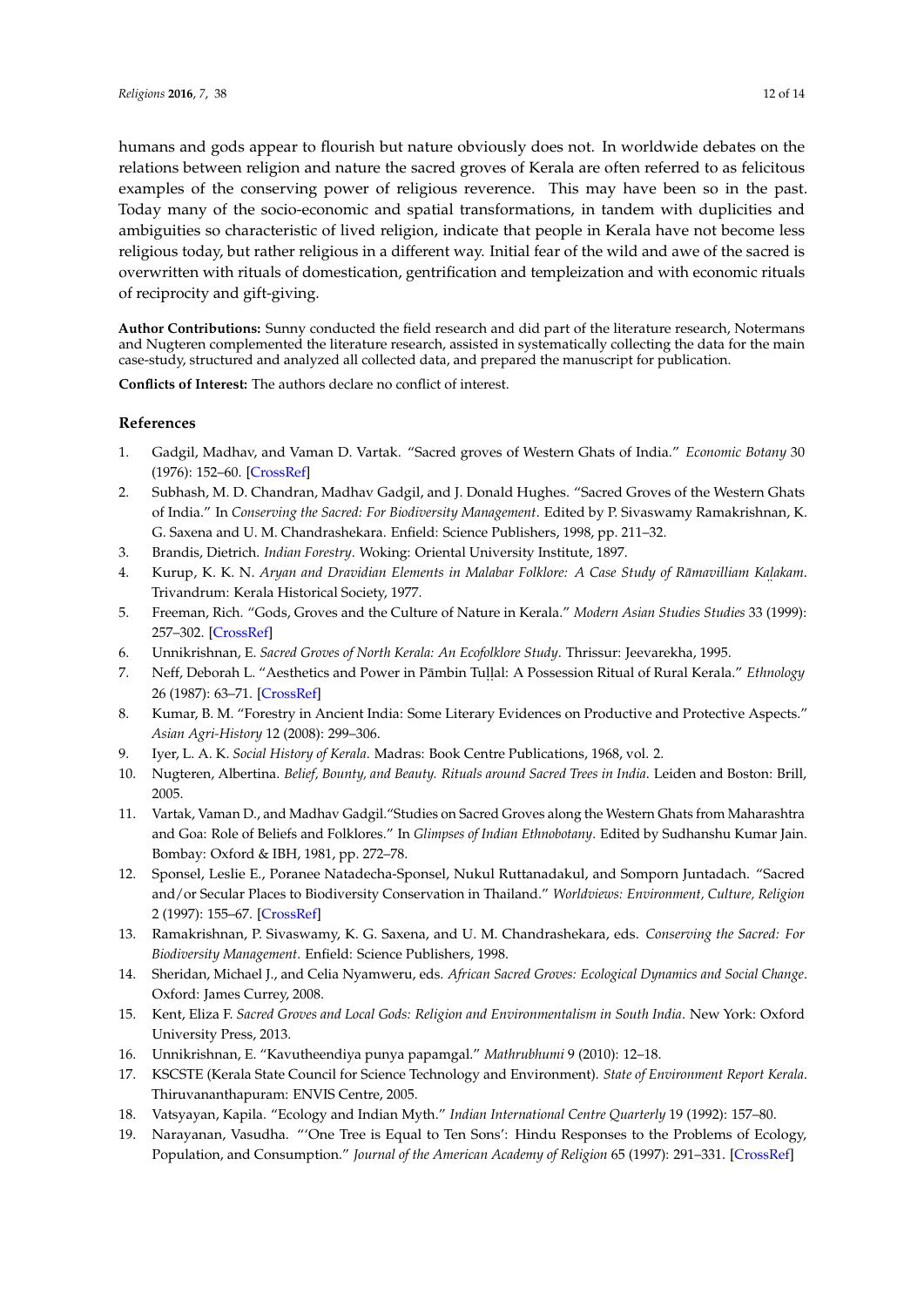humans and gods appear to flourish but nature obviously does not. In worldwide debates on the relations between religion and nature the sacred groves of Kerala are often referred to as felicitous examples of the conserving power of religious reverence. This may have been so in the past. Today many of the socio-economic and spatial transformations, in tandem with duplicities and ambiguities so characteristic of lived religion, indicate that people in Kerala have not become less religious today, but rather religious in a different way. Initial fear of the wild and awe of the sacred is overwritten with rituals of domestication, gentrification and templeization and with economic rituals of reciprocity and gift-giving.

**Author Contributions:** Sunny conducted the field research and did part of the literature research, Notermans and Nugteren complemented the literature research, assisted in systematically collecting the data for the main case-study, structured and analyzed all collected data, and prepared the manuscript for publication.

**Conflicts of Interest:** The authors declare no conflict of interest.

## References

1. Gadgil, Madhav, and Vaman D. Vartak. "Sacred groves of Western Ghats of India." *Economic Botany* 30 (1976): 152–60. [CrossRef]
2. Subhash, M. D. Chandran, Madhav Gadgil, and J. Donald Hughes. "Sacred Groves of the Western Ghats of India." In *Conserving the Sacred: For Biodiversity Management*. Edited by P. Sivaswamy Ramakrishnan, K. G. Saxena and U. M. Chandrashekara. Enfield: Science Publishers, 1998, pp. 211–32.
3. Brandis, Dietrich. *Indian Forestry*. Woking: Oriental University Institute, 1897.
4. Kurup, K. K. N. *Aryan and Dravidian Elements in Malabar Folklore: A Case Study of Rāmavilliam Kaḻakam*. Trivandrum: Kerala Historical Society, 1977.
5. Freeman, Rich. "Gods, Groves and the Culture of Nature in Kerala." *Modern Asian Studies Studies* 33 (1999): 257–302. [CrossRef]
6. Unnikrishnan, E. *Sacred Groves of North Kerala: An Ecofolklore Study*. Thrissur: Jeevarekha, 1995.
7. Neff, Deborah L. "Aesthetics and Power in Pāmbin Tuḷḷal: A Possession Ritual of Rural Kerala." *Ethnology* 26 (1987): 63–71. [CrossRef]
8. Kumar, B. M. "Forestry in Ancient India: Some Literary Evidences on Productive and Protective Aspects." *Asian Agri-History* 12 (2008): 299–306.
9. Iyer, L. A. K. *Social History of Kerala*. Madras: Book Centre Publications, 1968, vol. 2.
10. Nugteren, Albertina. *Belief, Bounty, and Beauty. Rituals around Sacred Trees in India*. Leiden and Boston: Brill, 2005.
11. Vartak, Vaman D., and Madhav Gadgil."Studies on Sacred Groves along the Western Ghats from Maharashtra and Goa: Role of Beliefs and Folklores." In *Glimpses of Indian Ethnobotany*. Edited by Sudhanshu Kumar Jain. Bombay: Oxford & IBH, 1981, pp. 272–78.
12. Sponsel, Leslie E., Poranee Natadecha-Sponsel, Nukul Ruttanadakul, and Somporn Juntadach. "Sacred and/or Secular Places to Biodiversity Conservation in Thailand." *Worldviews: Environment, Culture, Religion* 2 (1997): 155–67. [CrossRef]
13. Ramakrishnan, P. Sivaswamy, K. G. Saxena, and U. M. Chandrashekara, eds. *Conserving the Sacred: For Biodiversity Management*. Enfield: Science Publishers, 1998.
14. Sheridan, Michael J., and Celia Nyamweru, eds. *African Sacred Groves: Ecological Dynamics and Social Change*. Oxford: James Currey, 2008.
15. Kent, Eliza F. *Sacred Groves and Local Gods: Religion and Environmentalism in South India*. New York: Oxford University Press, 2013.
16. Unnikrishnan, E. "Kavutheendiya punya papamgal." *Mathrubhumi* 9 (2010): 12–18.
17. KSCSTE (Kerala State Council for Science Technology and Environment). *State of Environment Report Kerala*. Thiruvananthapuram: ENVIS Centre, 2005.
18. Vatsyayan, Kapila. "Ecology and Indian Myth." *Indian International Centre Quarterly* 19 (1992): 157–80.
19. Narayanan, Vasudha. "'One Tree is Equal to Ten Sons': Hindu Responses to the Problems of Ecology, Population, and Consumption." *Journal of the American Academy of Religion* 65 (1997): 291–331. [CrossRef]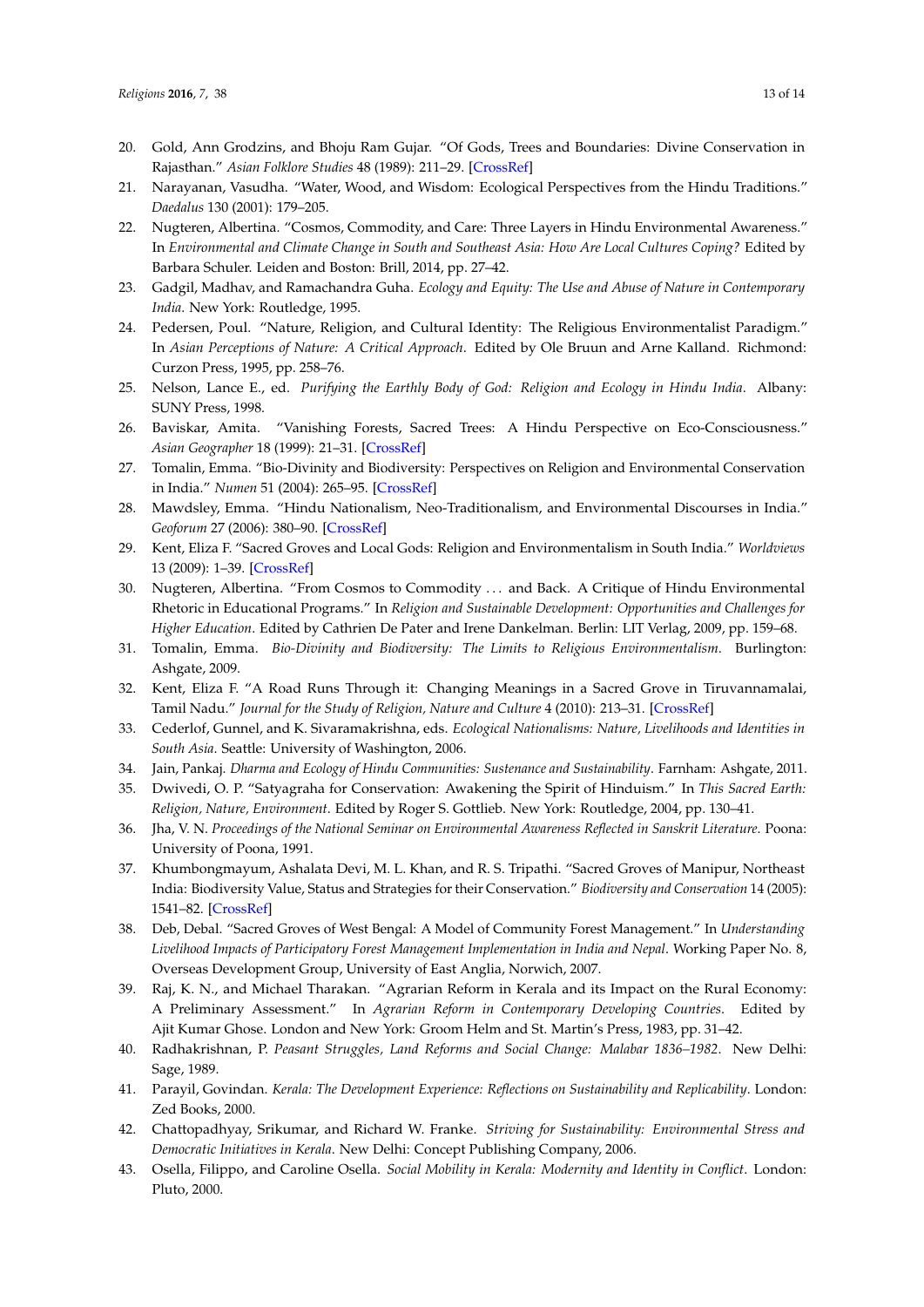20. Gold, Ann Grodzins, and Bhoju Ram Gujar. "Of Gods, Trees and Boundaries: Divine Conservation in Rajasthan." *Asian Folklore Studies* 48 (1989): 211–29. [CrossRef]
21. Narayanan, Vasudha. "Water, Wood, and Wisdom: Ecological Perspectives from the Hindu Traditions." *Daedalus* 130 (2001): 179–205.
22. Nugteren, Albertina. "Cosmos, Commodity, and Care: Three Layers in Hindu Environmental Awareness." In *Environmental and Climate Change in South and Southeast Asia: How Are Local Cultures Coping?* Edited by Barbara Schuler. Leiden and Boston: Brill, 2014, pp. 27–42.
23. Gadgil, Madhav, and Ramachandra Guha. *Ecology and Equity: The Use and Abuse of Nature in Contemporary India*. New York: Routledge, 1995.
24. Pedersen, Poul. "Nature, Religion, and Cultural Identity: The Religious Environmentalist Paradigm." In *Asian Perceptions of Nature: A Critical Approach*. Edited by Ole Bruun and Arne Kalland. Richmond: Curzon Press, 1995, pp. 258–76.
25. Nelson, Lance E., ed. *Purifying the Earthly Body of God: Religion and Ecology in Hindu India*. Albany: SUNY Press, 1998.
26. Baviskar, Amita. "Vanishing Forests, Sacred Trees: A Hindu Perspective on Eco-Consciousness." *Asian Geographer* 18 (1999): 21–31. [CrossRef]
27. Tomalin, Emma. "Bio-Divinity and Biodiversity: Perspectives on Religion and Environmental Conservation in India." *Numen* 51 (2004): 265–95. [CrossRef]
28. Mawdsley, Emma. "Hindu Nationalism, Neo-Traditionalism, and Environmental Discourses in India." *Geoforum* 27 (2006): 380–90. [CrossRef]
29. Kent, Eliza F. "Sacred Groves and Local Gods: Religion and Environmentalism in South India." *Worldviews* 13 (2009): 1–39. [CrossRef]
30. Nugteren, Albertina. "From Cosmos to Commodity … and Back. A Critique of Hindu Environmental Rhetoric in Educational Programs." In *Religion and Sustainable Development: Opportunities and Challenges for Higher Education*. Edited by Cathrien De Pater and Irene Dankelman. Berlin: LIT Verlag, 2009, pp. 159–68.
31. Tomalin, Emma. *Bio-Divinity and Biodiversity: The Limits to Religious Environmentalism*. Burlington: Ashgate, 2009.
32. Kent, Eliza F. "A Road Runs Through it: Changing Meanings in a Sacred Grove in Tiruvannamalai, Tamil Nadu." *Journal for the Study of Religion, Nature and Culture* 4 (2010): 213–31. [CrossRef]
33. Cederlof, Gunnel, and K. Sivaramakrishna, eds. *Ecological Nationalisms: Nature, Livelihoods and Identities in South Asia*. Seattle: University of Washington, 2006.
34. Jain, Pankaj. *Dharma and Ecology of Hindu Communities: Sustenance and Sustainability*. Farnham: Ashgate, 2011.
35. Dwivedi, O. P. "Satyagraha for Conservation: Awakening the Spirit of Hinduism." In *This Sacred Earth: Religion, Nature, Environment*. Edited by Roger S. Gottlieb. New York: Routledge, 2004, pp. 130–41.
36. Jha, V. N. *Proceedings of the National Seminar on Environmental Awareness Reflected in Sanskrit Literature*. Poona: University of Poona, 1991.
37. Khumbongmayum, Ashalata Devi, M. L. Khan, and R. S. Tripathi. "Sacred Groves of Manipur, Northeast India: Biodiversity Value, Status and Strategies for their Conservation." *Biodiversity and Conservation* 14 (2005): 1541–82. [CrossRef]
38. Deb, Debal. "Sacred Groves of West Bengal: A Model of Community Forest Management." In *Understanding Livelihood Impacts of Participatory Forest Management Implementation in India and Nepal*. Working Paper No. 8, Overseas Development Group, University of East Anglia, Norwich, 2007.
39. Raj, K. N., and Michael Tharakan. "Agrarian Reform in Kerala and its Impact on the Rural Economy: A Preliminary Assessment." In *Agrarian Reform in Contemporary Developing Countries*. Edited by Ajit Kumar Ghose. London and New York: Groom Helm and St. Martin's Press, 1983, pp. 31–42.
40. Radhakrishnan, P. *Peasant Struggles, Land Reforms and Social Change: Malabar 1836–1982*. New Delhi: Sage, 1989.
41. Parayil, Govindan. *Kerala: The Development Experience: Reflections on Sustainability and Replicability*. London: Zed Books, 2000.
42. Chattopadhyay, Srikumar, and Richard W. Franke. *Striving for Sustainability: Environmental Stress and Democratic Initiatives in Kerala*. New Delhi: Concept Publishing Company, 2006.
43. Osella, Filippo, and Caroline Osella. *Social Mobility in Kerala: Modernity and Identity in Conflict*. London: Pluto, 2000.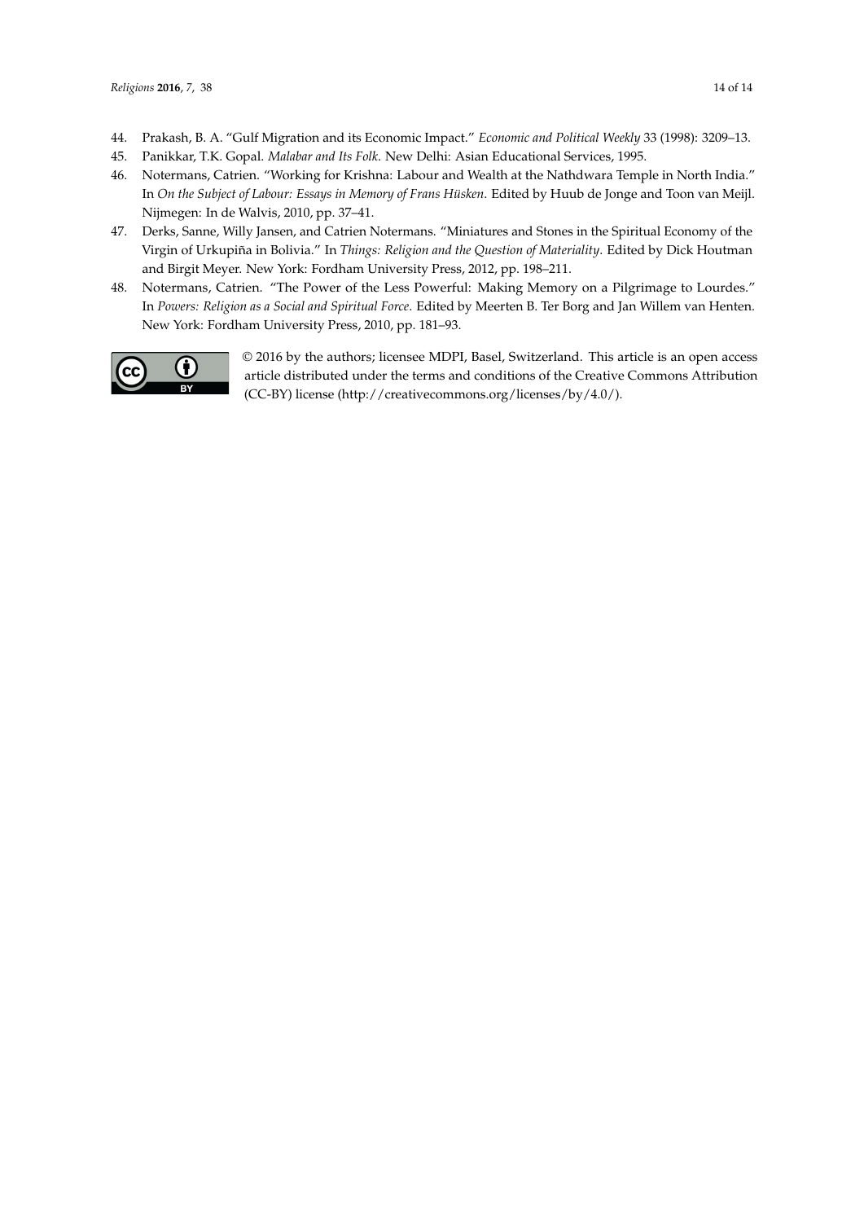44. Prakash, B. A. "Gulf Migration and its Economic Impact." *Economic and Political Weekly* 33 (1998): 3209–13.
45. Panikkar, T.K. Gopal. *Malabar and Its Folk*. New Delhi: Asian Educational Services, 1995.
46. Notermans, Catrien. "Working for Krishna: Labour and Wealth at the Nathdwara Temple in North India." In *On the Subject of Labour: Essays in Memory of Frans Hüsken*. Edited by Huub de Jonge and Toon van Meijl. Nijmegen: In de Walvis, 2010, pp. 37–41.
47. Derks, Sanne, Willy Jansen, and Catrien Notermans. "Miniatures and Stones in the Spiritual Economy of the Virgin of Urkupiña in Bolivia." In *Things: Religion and the Question of Materiality*. Edited by Dick Houtman and Birgit Meyer. New York: Fordham University Press, 2012, pp. 198–211.
48. Notermans, Catrien. "The Power of the Less Powerful: Making Memory on a Pilgrimage to Lourdes." In *Powers: Religion as a Social and Spiritual Force*. Edited by Meerten B. Ter Borg and Jan Willem van Henten. New York: Fordham University Press, 2010, pp. 181–93.

© 2016 by the authors; licensee MDPI, Basel, Switzerland. This article is an open access article distributed under the terms and conditions of the Creative Commons Attribution (CC-BY) license (http://creativecommons.org/licenses/by/4.0/).